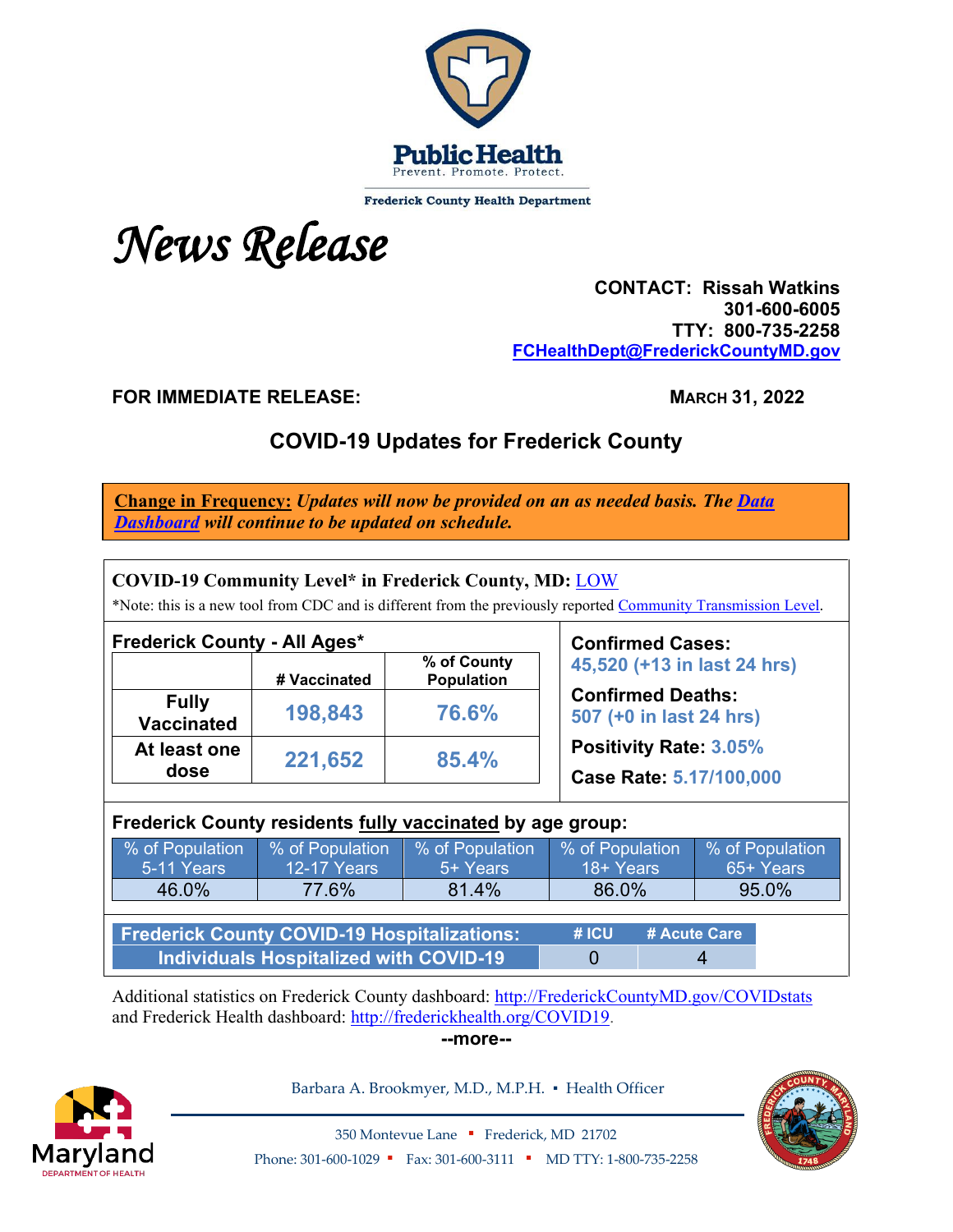Public Health
Prevent. Promote. Protect.

Frederick County Health Department

# *News Release*

**CONTACT: Rissah Watkins**
**301-600-6005**
**TTY: 800-735-2258**
**FCHealthDept@FrederickCountyMD.gov**

**FOR IMMEDIATE RELEASE:** **MARCH 31, 2022**

## COVID-19 Updates for Frederick County

**Change in Frequency:** ***Updates will now be provided on an as needed basis. The Data Dashboard will continue to be updated on schedule.***

**COVID-19 Community Level\* in Frederick County, MD:** LOW

\*Note: this is a new tool from CDC and is different from the previously reported Community Transmission Level.

**Frederick County - All Ages\***

| | # Vaccinated | % of County Population |
|---|---|---|
| **Fully Vaccinated** | **198,843** | **76.6%** |
| **At least one dose** | **221,652** | **85.4%** |

**Confirmed Cases:** 45,520 (+13 in last 24 hrs)

**Confirmed Deaths:** 507 (+0 in last 24 hrs)

**Positivity Rate:** 3.05%

**Case Rate:** 5.17/100,000

**Frederick County residents fully vaccinated by age group:**

| % of Population 5-11 Years | % of Population 12-17 Years | % of Population 5+ Years | % of Population 18+ Years | % of Population 65+ Years |
|---|---|---|---|---|
| 46.0% | 77.6% | 81.4% | 86.0% | 95.0% |

| Frederick County COVID-19 Hospitalizations: | # ICU | # Acute Care |
|---|---|---|
| Individuals Hospitalized with COVID-19 | 0 | 4 |

Additional statistics on Frederick County dashboard: http://FrederickCountyMD.gov/COVIDstats and Frederick Health dashboard: http://frederickhealth.org/COVID19.

**--more--**

Barbara A. Brookmyer, M.D., M.P.H. ▪ Health Officer

350 Montevue Lane ▪ Frederick, MD 21702

Phone: 301-600-1029 ▪ Fax: 301-600-3111 ▪ MD TTY: 1-800-735-2258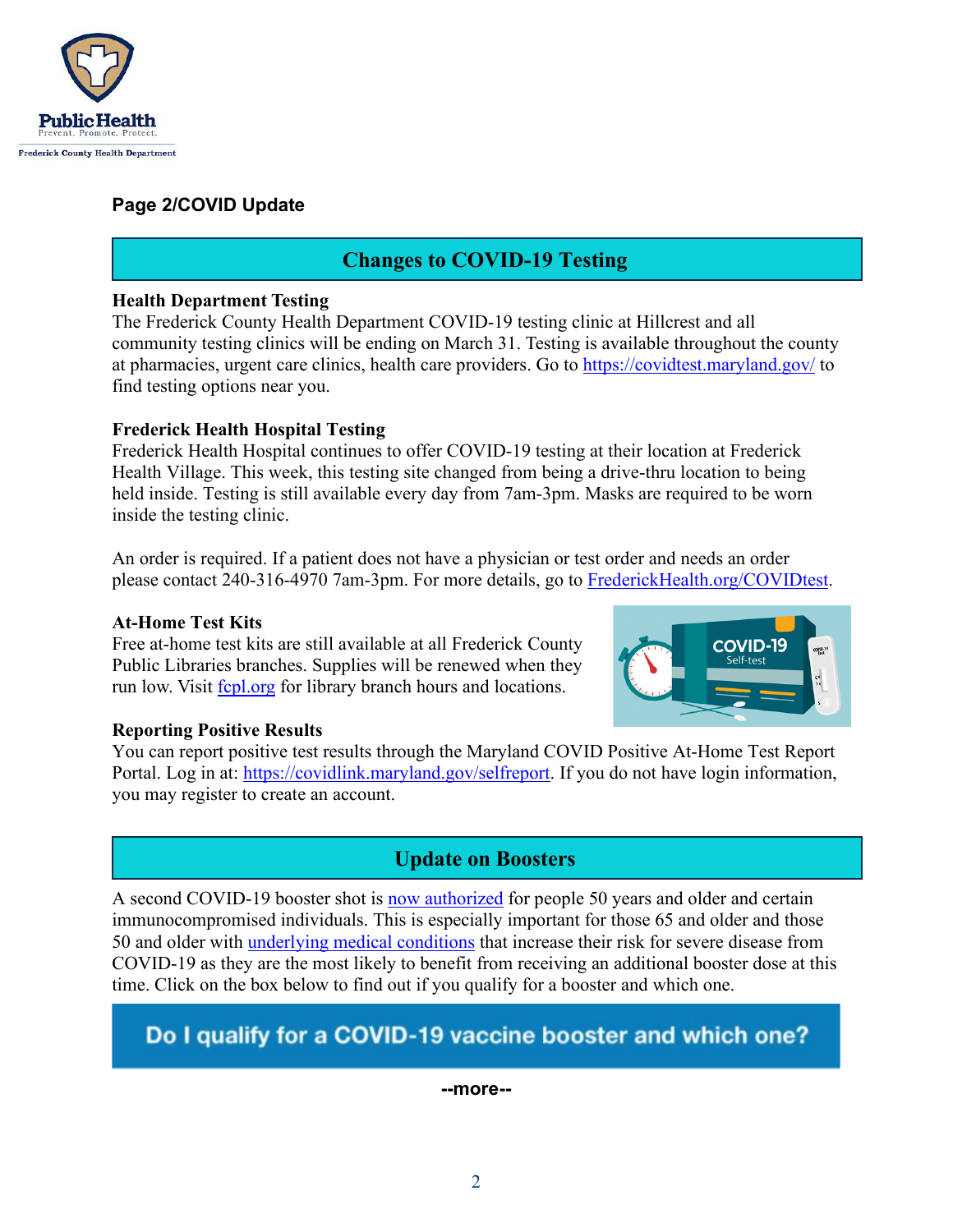Public Health
Prevent. Promote. Protect.
Frederick County Health Department

**Page 2/COVID Update**

## Changes to COVID-19 Testing

**Health Department Testing**
The Frederick County Health Department COVID-19 testing clinic at Hillcrest and all community testing clinics will be ending on March 31. Testing is available throughout the county at pharmacies, urgent care clinics, health care providers. Go to https://covidtest.maryland.gov/ to find testing options near you.

**Frederick Health Hospital Testing**
Frederick Health Hospital continues to offer COVID-19 testing at their location at Frederick Health Village. This week, this testing site changed from being a drive-thru location to being held inside. Testing is still available every day from 7am-3pm. Masks are required to be worn inside the testing clinic.

An order is required. If a patient does not have a physician or test order and needs an order please contact 240-316-4970 7am-3pm. For more details, go to FrederickHealth.org/COVIDtest.

**At-Home Test Kits**
Free at-home test kits are still available at all Frederick County Public Libraries branches. Supplies will be renewed when they run low. Visit fcpl.org for library branch hours and locations.

**Reporting Positive Results**
You can report positive test results through the Maryland COVID Positive At-Home Test Report Portal. Log in at: https://covidlink.maryland.gov/selfreport. If you do not have login information, you may register to create an account.

## Update on Boosters

A second COVID-19 booster shot is now authorized for people 50 years and older and certain immunocompromised individuals. This is especially important for those 65 and older and those 50 and older with underlying medical conditions that increase their risk for severe disease from COVID-19 as they are the most likely to benefit from receiving an additional booster dose at this time. Click on the box below to find out if you qualify for a booster and which one.

**Do I qualify for a COVID-19 vaccine booster and which one?**

--more--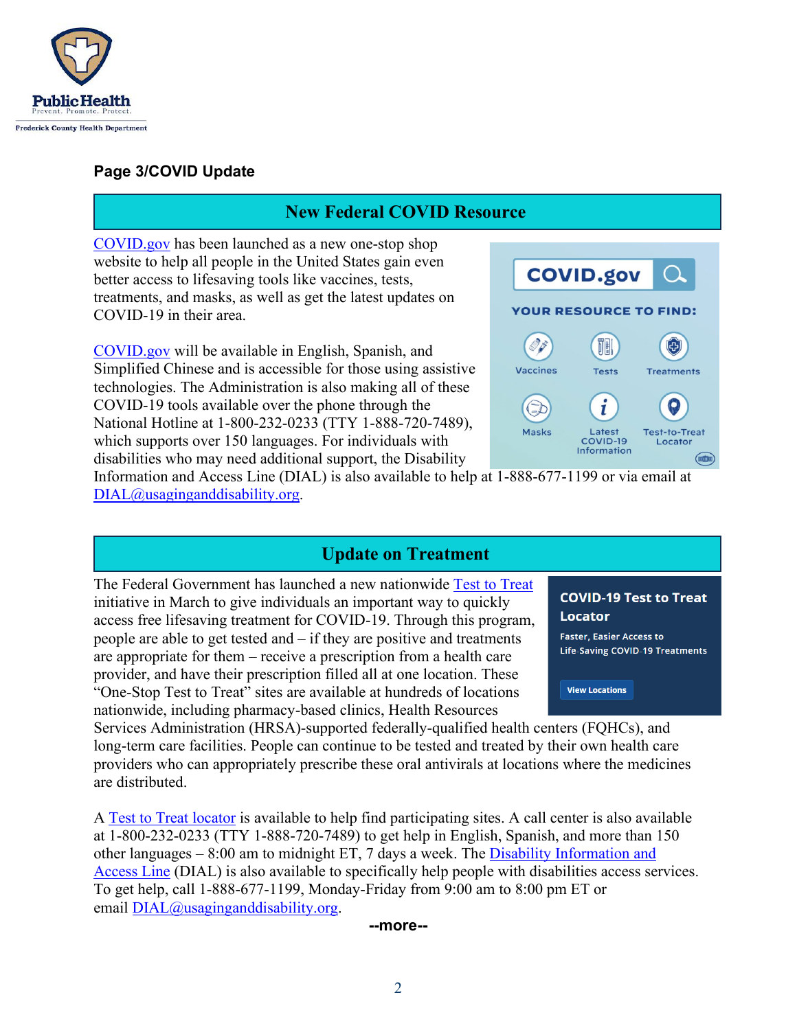**Page 3/COVID Update**

## New Federal COVID Resource

COVID.gov has been launched as a new one-stop shop website to help all people in the United States gain even better access to lifesaving tools like vaccines, tests, treatments, and masks, as well as get the latest updates on COVID-19 in their area.

COVID.gov will be available in English, Spanish, and Simplified Chinese and is accessible for those using assistive technologies. The Administration is also making all of these COVID-19 tools available over the phone through the National Hotline at 1-800-232-0233 (TTY 1-888-720-7489), which supports over 150 languages. For individuals with disabilities who may need additional support, the Disability Information and Access Line (DIAL) is also available to help at 1-888-677-1199 or via email at DIAL@usaginganddisability.org.

## Update on Treatment

The Federal Government has launched a new nationwide Test to Treat initiative in March to give individuals an important way to quickly access free lifesaving treatment for COVID-19. Through this program, people are able to get tested and – if they are positive and treatments are appropriate for them – receive a prescription from a health care provider, and have their prescription filled all at one location. These "One-Stop Test to Treat" sites are available at hundreds of locations nationwide, including pharmacy-based clinics, Health Resources Services Administration (HRSA)-supported federally-qualified health centers (FQHCs), and long-term care facilities. People can continue to be tested and treated by their own health care providers who can appropriately prescribe these oral antivirals at locations where the medicines are distributed.

A Test to Treat locator is available to help find participating sites. A call center is also available at 1-800-232-0233 (TTY 1-888-720-7489) to get help in English, Spanish, and more than 150 other languages – 8:00 am to midnight ET, 7 days a week. The Disability Information and Access Line (DIAL) is also available to specifically help people with disabilities access services. To get help, call 1-888-677-1199, Monday-Friday from 9:00 am to 8:00 pm ET or email DIAL@usaginganddisability.org.

--more--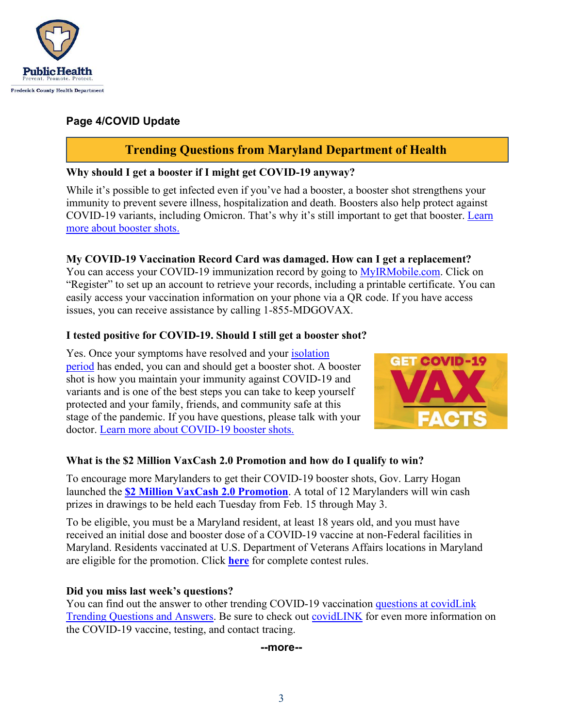## Page 4/COVID Update

## Trending Questions from Maryland Department of Health

**Why should I get a booster if I might get COVID-19 anyway?**

While it's possible to get infected even if you've had a booster, a booster shot strengthens your immunity to prevent severe illness, hospitalization and death. Boosters also help protect against COVID-19 variants, including Omicron. That's why it's still important to get that booster. Learn more about booster shots.

**My COVID-19 Vaccination Record Card was damaged. How can I get a replacement?**

You can access your COVID-19 immunization record by going to MyIRMobile.com. Click on "Register" to set up an account to retrieve your records, including a printable certificate. You can easily access your vaccination information on your phone via a QR code. If you have access issues, you can receive assistance by calling 1-855-MDGOVAX.

**I tested positive for COVID-19. Should I still get a booster shot?**

Yes. Once your symptoms have resolved and your isolation period has ended, you can and should get a booster shot. A booster shot is how you maintain your immunity against COVID-19 and variants and is one of the best steps you can take to keep yourself protected and your family, friends, and community safe at this stage of the pandemic. If you have questions, please talk with your doctor. Learn more about COVID-19 booster shots.

**What is the $2 Million VaxCash 2.0 Promotion and how do I qualify to win?**

To encourage more Marylanders to get their COVID-19 booster shots, Gov. Larry Hogan launched the **$2 Million VaxCash 2.0 Promotion**. A total of 12 Marylanders will win cash prizes in drawings to be held each Tuesday from Feb. 15 through May 3.

To be eligible, you must be a Maryland resident, at least 18 years old, and you must have received an initial dose and booster dose of a COVID-19 vaccine at non-Federal facilities in Maryland. Residents vaccinated at U.S. Department of Veterans Affairs locations in Maryland are eligible for the promotion. Click **here** for complete contest rules.

**Did you miss last week's questions?**

You can find out the answer to other trending COVID-19 vaccination questions at covidLink Trending Questions and Answers. Be sure to check out covidLINK for even more information on the COVID-19 vaccine, testing, and contact tracing.

**--more--**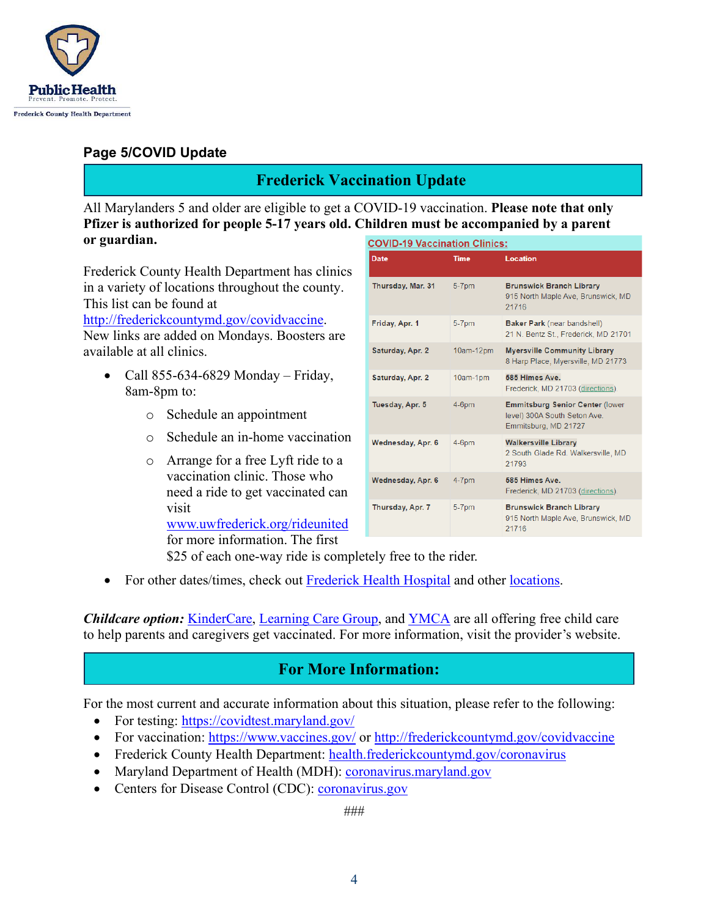**Page 5/COVID Update**

## Frederick Vaccination Update

All Marylanders 5 and older are eligible to get a COVID-19 vaccination. **Please note that only Pfizer is authorized for people 5-17 years old. Children must be accompanied by a parent or guardian.**

Frederick County Health Department has clinics in a variety of locations throughout the county. This list can be found at http://frederickcountymd.gov/covidvaccine. New links are added on Mondays. Boosters are available at all clinics.

- Call 855-634-6829 Monday – Friday, 8am-8pm to:
  - Schedule an appointment
  - Schedule an in-home vaccination
  - Arrange for a free Lyft ride to a vaccination clinic. Those who need a ride to get vaccinated can visit www.uwfrederick.org/rideunited for more information. The first $25 of each one-way ride is completely free to the rider.
- For other dates/times, check out Frederick Health Hospital and other locations.

**COVID-19 Vaccination Clinics:**

| Date | Time | Location |
|---|---|---|
| Thursday, Mar. 31 | 5-7pm | **Brunswick Branch Library** 915 North Maple Ave, Brunswick, MD 21716 |
| Friday, Apr. 1 | 5-7pm | **Baker Park** (near bandshell) 21 N. Bentz St., Frederick, MD 21701 |
| Saturday, Apr. 2 | 10am-12pm | **Myersville Community Library** 8 Harp Place, Myersville, MD 21773 |
| Saturday, Apr. 2 | 10am-1pm | **585 Himes Ave.** Frederick, MD 21703 (directions) |
| Tuesday, Apr. 5 | 4-6pm | **Emmitsburg Senior Center** (lower level) 300A South Seton Ave. Emmitsburg, MD 21727 |
| Wednesday, Apr. 6 | 4-6pm | **Walkersville Library** 2 South Glade Rd. Walkersville, MD 21793 |
| Wednesday, Apr. 6 | 4-7pm | **585 Himes Ave.** Frederick, MD 21703 (directions) |
| Thursday, Apr. 7 | 5-7pm | **Brunswick Branch Library** 915 North Maple Ave, Brunswick, MD 21716 |

***Childcare option:*** KinderCare, Learning Care Group, and YMCA are all offering free child care to help parents and caregivers get vaccinated. For more information, visit the provider's website.

## For More Information:

For the most current and accurate information about this situation, please refer to the following:

- For testing: https://covidtest.maryland.gov/
- For vaccination: https://www.vaccines.gov/ or http://frederickcountymd.gov/covidvaccine
- Frederick County Health Department: health.frederickcountymd.gov/coronavirus
- Maryland Department of Health (MDH): coronavirus.maryland.gov
- Centers for Disease Control (CDC): coronavirus.gov

###